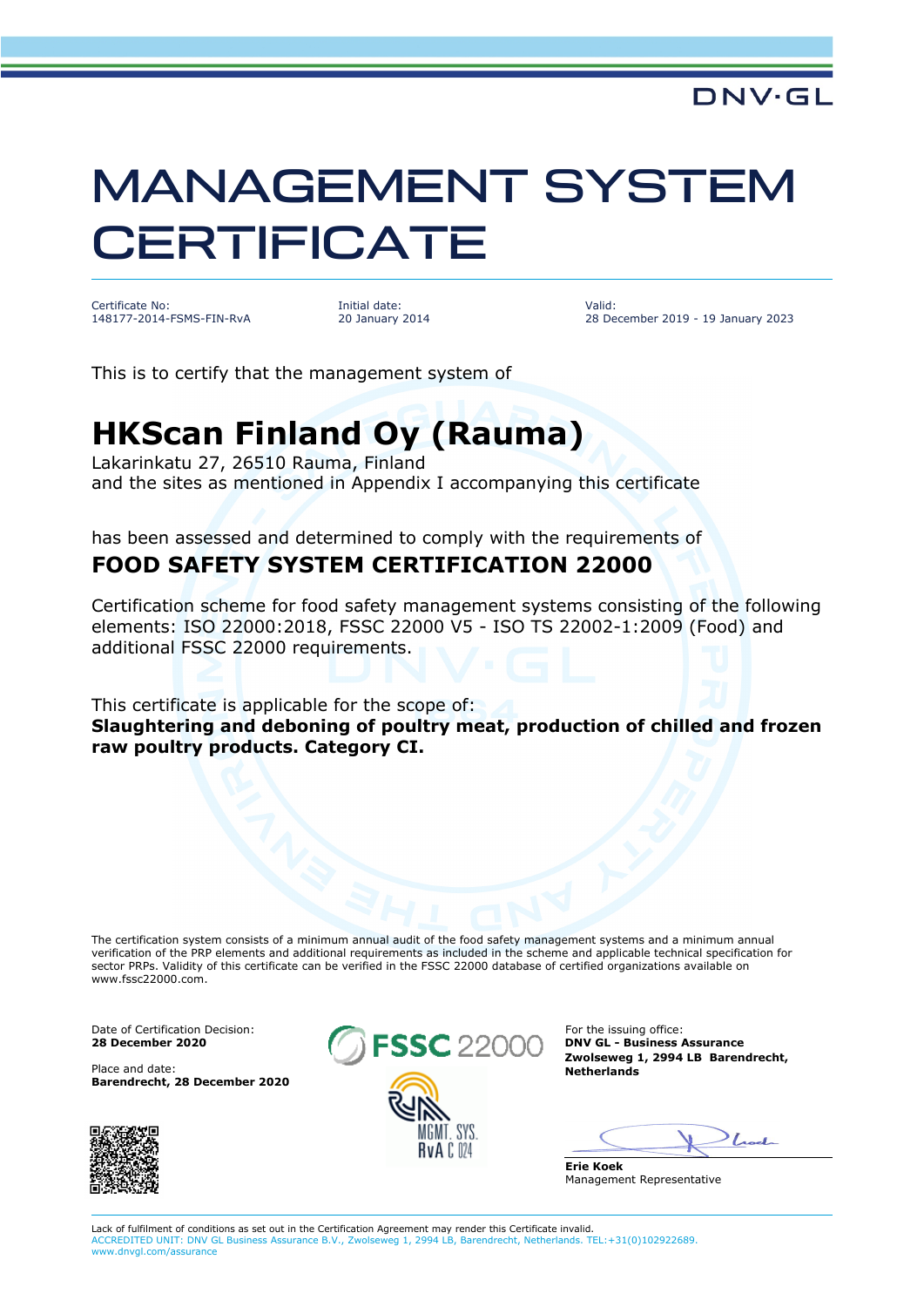DNV·GL

# MANAGEMENT SYSTEM CERTIFICATE

| Certificate No: | Initial date: | Valid: |
|---|---|---|
| 148177-2014-FSMS-FIN-RvA | 20 January 2014 | 28 December 2019 - 19 January 2023 |

This is to certify that the management system of

## HKScan Finland Oy (Rauma)

Lakarinkatu 27, 26510 Rauma, Finland
and the sites as mentioned in Appendix I accompanying this certificate

has been assessed and determined to comply with the requirements of

### FOOD SAFETY SYSTEM CERTIFICATION 22000

Certification scheme for food safety management systems consisting of the following elements: ISO 22000:2018, FSSC 22000 V5 - ISO TS 22002-1:2009 (Food) and additional FSSC 22000 requirements.

This certificate is applicable for the scope of:
**Slaughtering and deboning of poultry meat, production of chilled and frozen raw poultry products. Category CI.**

The certification system consists of a minimum annual audit of the food safety management systems and a minimum annual verification of the PRP elements and additional requirements as included in the scheme and applicable technical specification for sector PRPs. Validity of this certificate can be verified in the FSSC 22000 database of certified organizations available on www.fssc22000.com.

Date of Certification Decision:
**28 December 2020**

Place and date:
**Barendrecht, 28 December 2020**

FSSC 22000

MGMT. SYS.
RvA C 024

For the issuing office:
**DNV GL - Business Assurance**
**Zwolseweg 1, 2994 LB Barendrecht, Netherlands**

**Erie Koek**
Management Representative

Lack of fulfilment of conditions as set out in the Certification Agreement may render this Certificate invalid.
ACCREDITED UNIT: DNV GL Business Assurance B.V., Zwolseweg 1, 2994 LB, Barendrecht, Netherlands. TEL:+31(0)102922689. www.dnvgl.com/assurance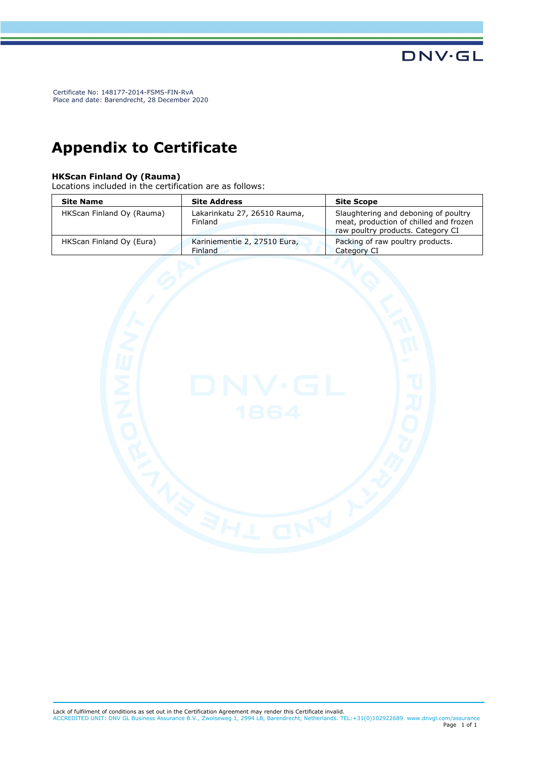Certificate No: 148177-2014-FSMS-FIN-RvA
Place and date: Barendrecht, 28 December 2020

# Appendix to Certificate

**HKScan Finland Oy (Rauma)**
Locations included in the certification are as follows:

| Site Name | Site Address | Site Scope |
|---|---|---|
| HKScan Finland Oy (Rauma) | Lakarinkatu 27, 26510 Rauma, Finland | Slaughtering and deboning of poultry meat, production of chilled and frozen raw poultry products. Category CI |
| HKScan Finland Oy (Eura) | Kariniementie 2, 27510 Eura, Finland | Packing of raw poultry products. Category CI |

Lack of fulfilment of conditions as set out in the Certification Agreement may render this Certificate invalid.
ACCREDITED UNIT: DNV GL Business Assurance B.V., Zwolseweg 1, 2994 LB, Barendrecht, Netherlands. TEL:+31(0)102922689. www.dnvgl.com/assurance